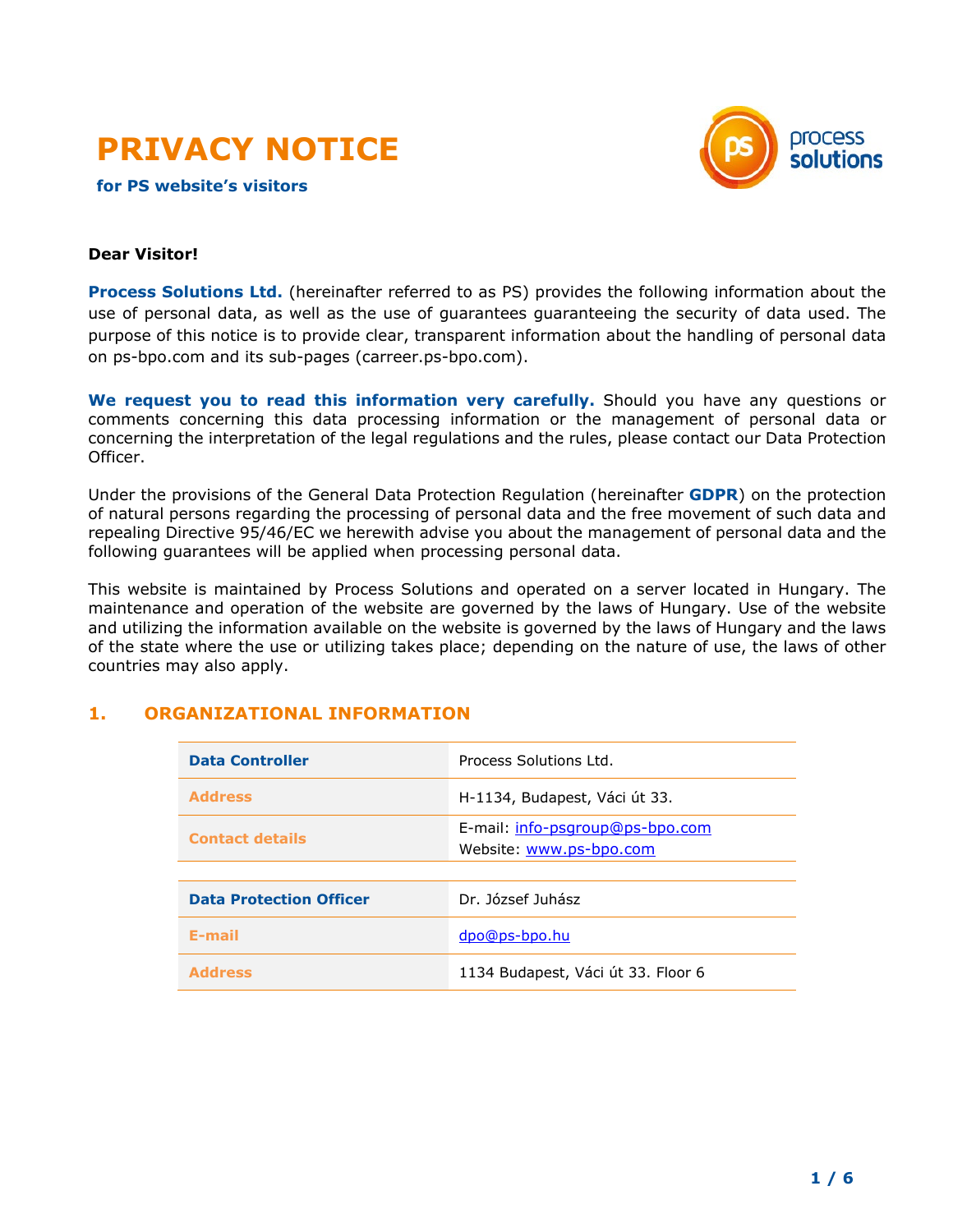# PRIVACY NOTICE

**for PS website's visitors**

**Dear Visitor!**

**Process Solutions Ltd.** (hereinafter referred to as PS) provides the following information about the use of personal data, as well as the use of guarantees guaranteeing the security of data used. The purpose of this notice is to provide clear, transparent information about the handling of personal data on ps-bpo.com and its sub-pages (carreer.ps-bpo.com).

**We request you to read this information very carefully.** Should you have any questions or comments concerning this data processing information or the management of personal data or concerning the interpretation of the legal regulations and the rules, please contact our Data Protection Officer.

Under the provisions of the General Data Protection Regulation (hereinafter **GDPR**) on the protection of natural persons regarding the processing of personal data and the free movement of such data and repealing Directive 95/46/EC we herewith advise you about the management of personal data and the following guarantees will be applied when processing personal data.

This website is maintained by Process Solutions and operated on a server located in Hungary. The maintenance and operation of the website are governed by the laws of Hungary. Use of the website and utilizing the information available on the website is governed by the laws of Hungary and the laws of the state where the use or utilizing takes place; depending on the nature of use, the laws of other countries may also apply.

## 1. ORGANIZATIONAL INFORMATION

| **Data Controller** | Process Solutions Ltd. |
|---|---|
| **Address** | H-1134, Budapest, Váci út 33. |
| **Contact details** | E-mail: info-psgroup@ps-bpo.com<br>Website: www.ps-bpo.com |

| **Data Protection Officer** | Dr. József Juhász |
|---|---|
| **E-mail** | dpo@ps-bpo.hu |
| **Address** | 1134 Budapest, Váci út 33. Floor 6 |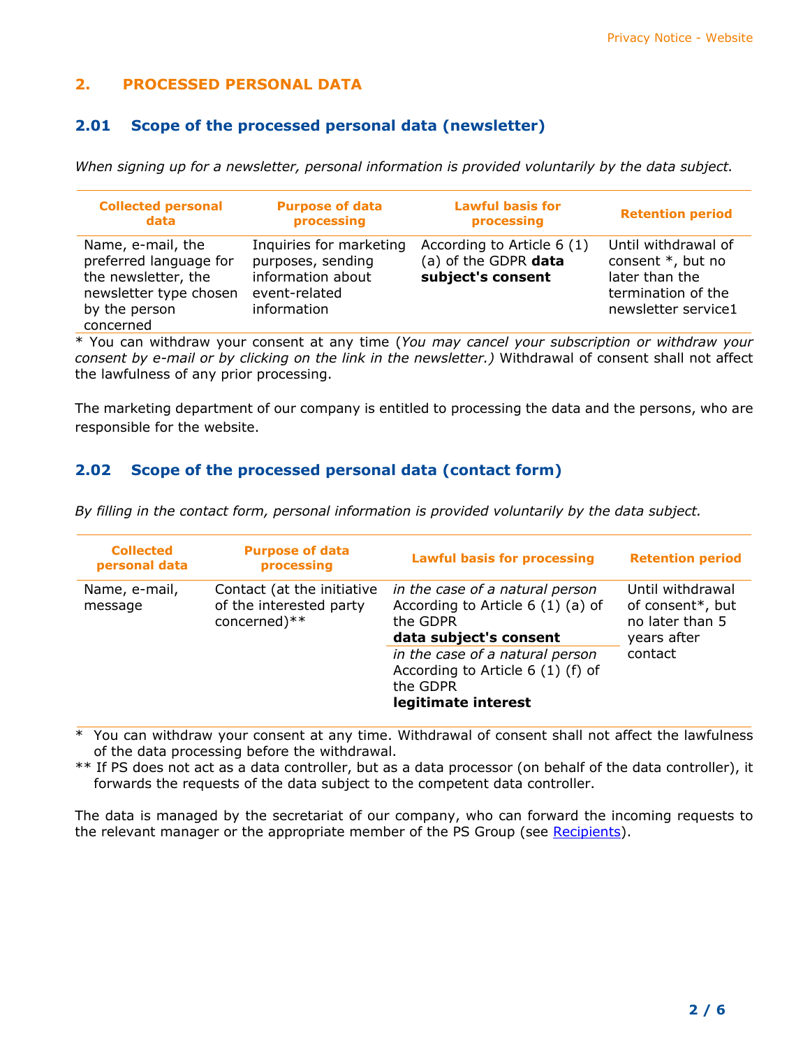## 2. PROCESSED PERSONAL DATA

### 2.01 Scope of the processed personal data (newsletter)

*When signing up for a newsletter, personal information is provided voluntarily by the data subject.*

| Collected personal data | Purpose of data processing | Lawful basis for processing | Retention period |
|---|---|---|---|
| Name, e-mail, the preferred language for the newsletter, the newsletter type chosen by the person concerned | Inquiries for marketing purposes, sending information about event-related information | According to Article 6 (1) (a) of the GDPR **data subject's consent** | Until withdrawal of consent *, but no later than the termination of the newsletter service1 |

* You can withdraw your consent at any time (*You may cancel your subscription or withdraw your consent by e-mail or by clicking on the link in the newsletter.)* Withdrawal of consent shall not affect the lawfulness of any prior processing.

The marketing department of our company is entitled to processing the data and the persons, who are responsible for the website.

### 2.02 Scope of the processed personal data (contact form)

*By filling in the contact form, personal information is provided voluntarily by the data subject.*

| Collected personal data | Purpose of data processing | Lawful basis for processing | Retention period |
|---|---|---|---|
| Name, e-mail, message | Contact (at the initiative of the interested party concerned)** | *in the case of a natural person* According to Article 6 (1) (a) of the GDPR **data subject's consent** | Until withdrawal of consent*, but no later than 5 years after contact |
| | | *in the case of a natural person* According to Article 6 (1) (f) of the GDPR **legitimate interest** | |

* You can withdraw your consent at any time. Withdrawal of consent shall not affect the lawfulness of the data processing before the withdrawal.

** If PS does not act as a data controller, but as a data processor (on behalf of the data controller), it forwards the requests of the data subject to the competent data controller.

The data is managed by the secretariat of our company, who can forward the incoming requests to the relevant manager or the appropriate member of the PS Group (see Recipients).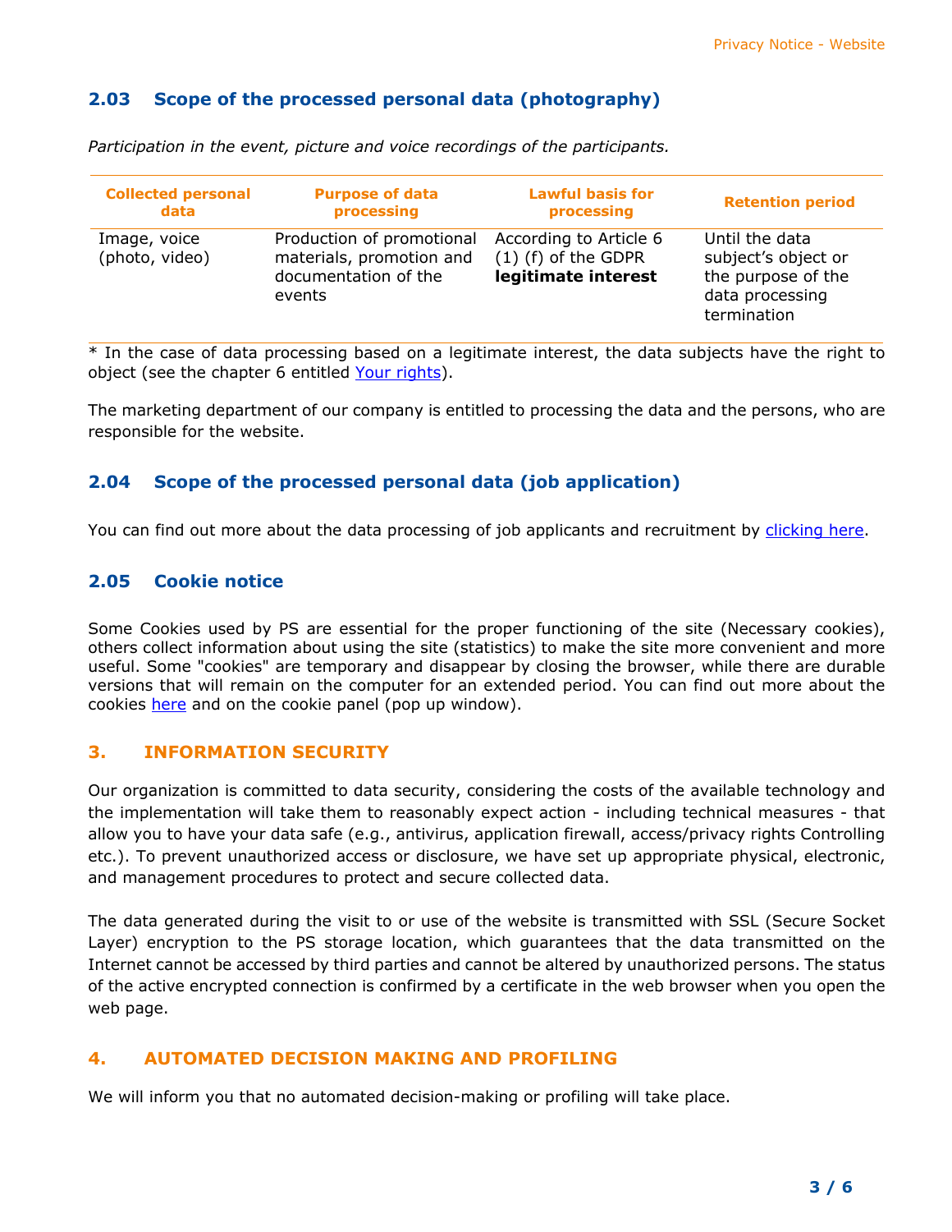### 2.03 Scope of the processed personal data (photography)

*Participation in the event, picture and voice recordings of the participants.*

| Collected personal data | Purpose of data processing | Lawful basis for processing | Retention period |
|---|---|---|---|
| Image, voice (photo, video) | Production of promotional materials, promotion and documentation of the events | According to Article 6 (1) (f) of the GDPR **legitimate interest** | Until the data subject's object or the purpose of the data processing termination |

* In the case of data processing based on a legitimate interest, the data subjects have the right to object (see the chapter 6 entitled [Your rights]).

The marketing department of our company is entitled to processing the data and the persons, who are responsible for the website.

### 2.04 Scope of the processed personal data (job application)

You can find out more about the data processing of job applicants and recruitment by [clicking here].

### 2.05 Cookie notice

Some Cookies used by PS are essential for the proper functioning of the site (Necessary cookies), others collect information about using the site (statistics) to make the site more convenient and more useful. Some "cookies" are temporary and disappear by closing the browser, while there are durable versions that will remain on the computer for an extended period. You can find out more about the cookies [here] and on the cookie panel (pop up window).

## 3. INFORMATION SECURITY

Our organization is committed to data security, considering the costs of the available technology and the implementation will take them to reasonably expect action - including technical measures - that allow you to have your data safe (e.g., antivirus, application firewall, access/privacy rights Controlling etc.). To prevent unauthorized access or disclosure, we have set up appropriate physical, electronic, and management procedures to protect and secure collected data.

The data generated during the visit to or use of the website is transmitted with SSL (Secure Socket Layer) encryption to the PS storage location, which guarantees that the data transmitted on the Internet cannot be accessed by third parties and cannot be altered by unauthorized persons. The status of the active encrypted connection is confirmed by a certificate in the web browser when you open the web page.

## 4. AUTOMATED DECISION MAKING AND PROFILING

We will inform you that no automated decision-making or profiling will take place.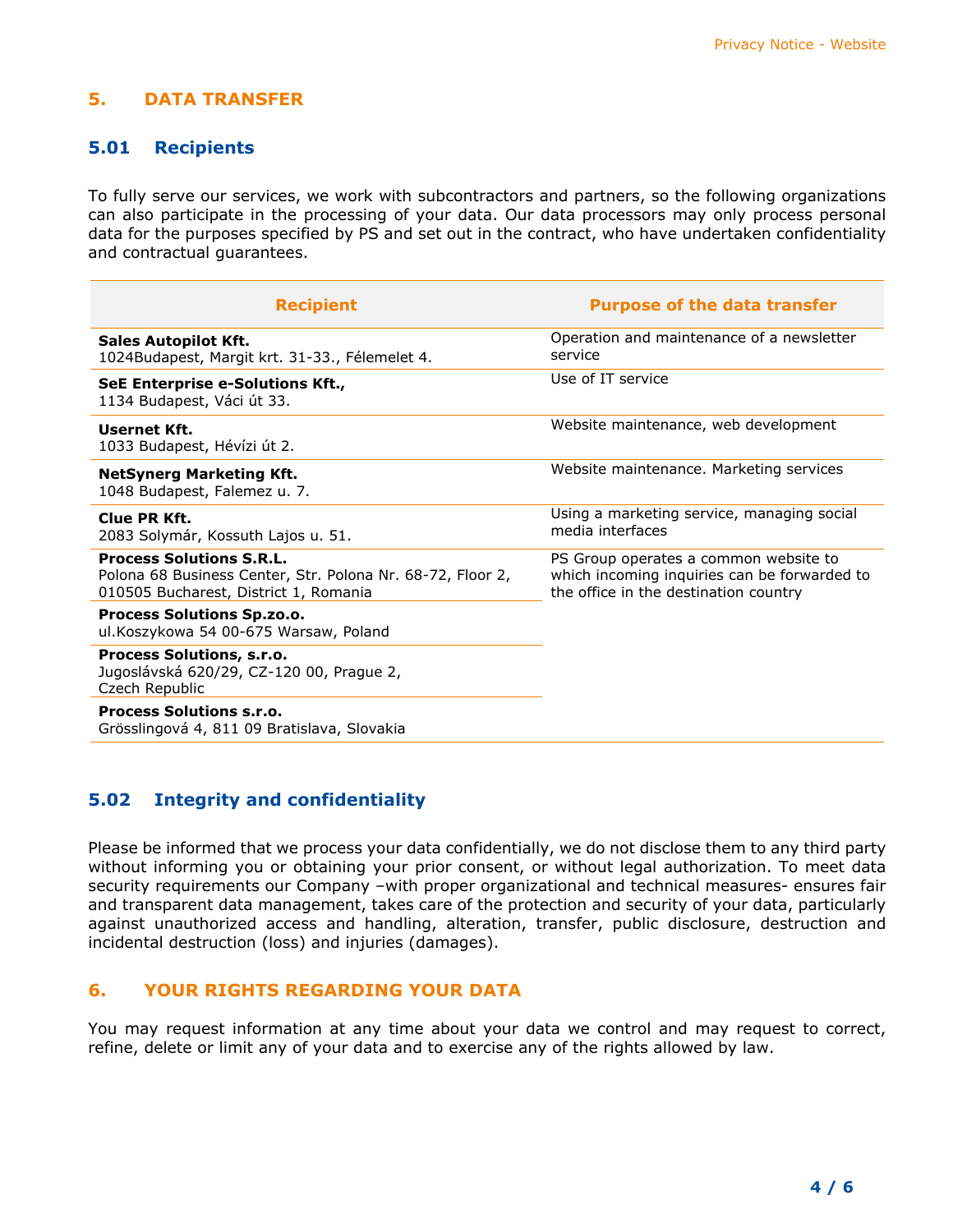## 5. DATA TRANSFER

### 5.01 Recipients

To fully serve our services, we work with subcontractors and partners, so the following organizations can also participate in the processing of your data. Our data processors may only process personal data for the purposes specified by PS and set out in the contract, who have undertaken confidentiality and contractual guarantees.

| Recipient | Purpose of the data transfer |
|---|---|
| **Sales Autopilot Kft.**<br>1024Budapest, Margit krt. 31-33., Félemelet 4. | Operation and maintenance of a newsletter service |
| **SeE Enterprise e-Solutions Kft.,**<br>1134 Budapest, Váci út 33. | Use of IT service |
| **Usernet Kft.**<br>1033 Budapest, Hévízi út 2. | Website maintenance, web development |
| **NetSynerg Marketing Kft.**<br>1048 Budapest, Falemez u. 7. | Website maintenance. Marketing services |
| **Clue PR Kft.**<br>2083 Solymár, Kossuth Lajos u. 51. | Using a marketing service, managing social media interfaces |
| **Process Solutions S.R.L.**<br>Polona 68 Business Center, Str. Polona Nr. 68-72, Floor 2, 010505 Bucharest, District 1, Romania | PS Group operates a common website to which incoming inquiries can be forwarded to the office in the destination country |
| **Process Solutions Sp.zo.o.**<br>ul.Koszykowa 54 00-675 Warsaw, Poland | |
| **Process Solutions, s.r.o.**<br>Jugoslávská 620/29, CZ-120 00, Prague 2, Czech Republic | |
| **Process Solutions s.r.o.**<br>Grösslingová 4, 811 09 Bratislava, Slovakia | |

### 5.02 Integrity and confidentiality

Please be informed that we process your data confidentially, we do not disclose them to any third party without informing you or obtaining your prior consent, or without legal authorization. To meet data security requirements our Company –with proper organizational and technical measures- ensures fair and transparent data management, takes care of the protection and security of your data, particularly against unauthorized access and handling, alteration, transfer, public disclosure, destruction and incidental destruction (loss) and injuries (damages).

## 6. YOUR RIGHTS REGARDING YOUR DATA

You may request information at any time about your data we control and may request to correct, refine, delete or limit any of your data and to exercise any of the rights allowed by law.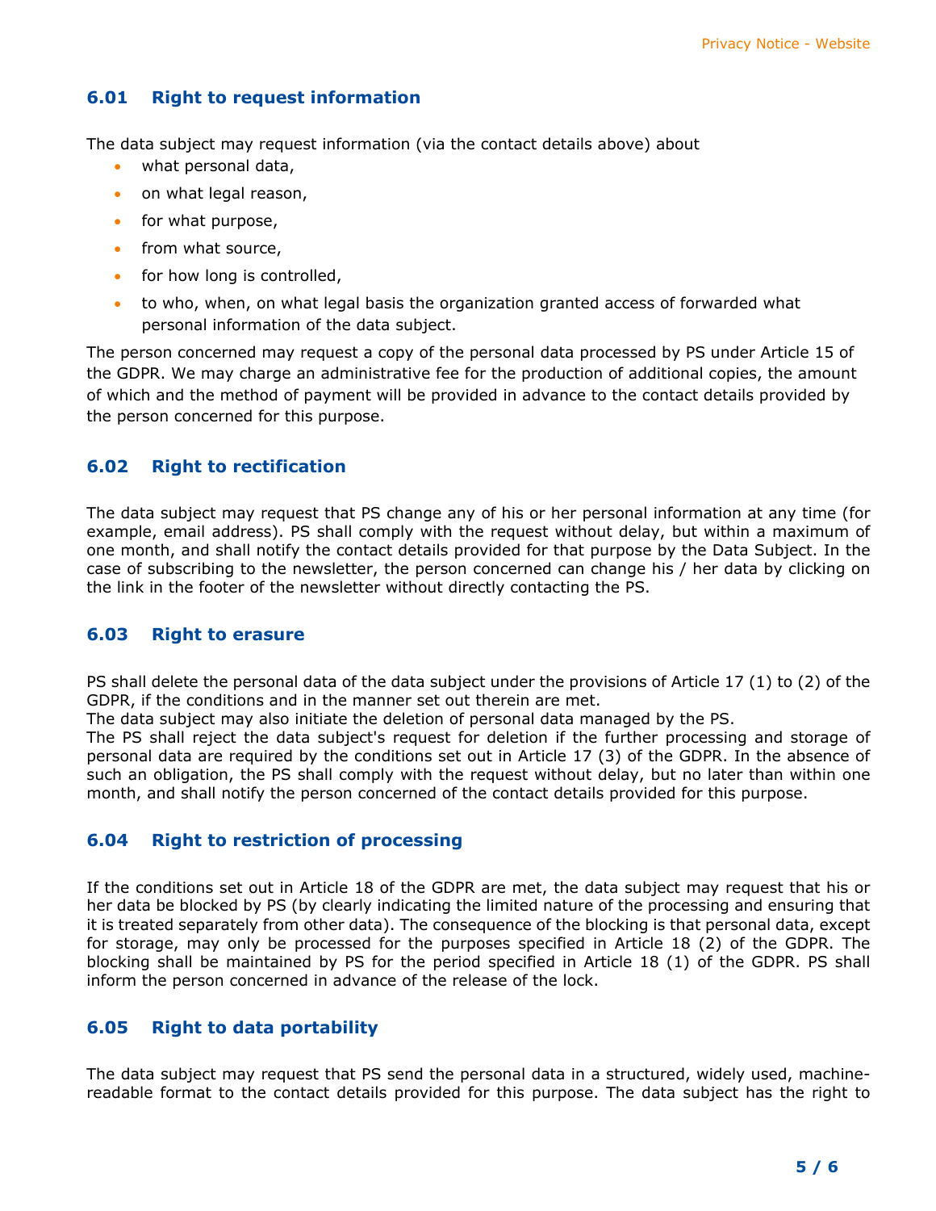### 6.01 Right to request information

The data subject may request information (via the contact details above) about

- what personal data,
- on what legal reason,
- for what purpose,
- from what source,
- for how long is controlled,
- to who, when, on what legal basis the organization granted access of forwarded what personal information of the data subject.

The person concerned may request a copy of the personal data processed by PS under Article 15 of the GDPR. We may charge an administrative fee for the production of additional copies, the amount of which and the method of payment will be provided in advance to the contact details provided by the person concerned for this purpose.

### 6.02 Right to rectification

The data subject may request that PS change any of his or her personal information at any time (for example, email address). PS shall comply with the request without delay, but within a maximum of one month, and shall notify the contact details provided for that purpose by the Data Subject. In the case of subscribing to the newsletter, the person concerned can change his / her data by clicking on the link in the footer of the newsletter without directly contacting the PS.

### 6.03 Right to erasure

PS shall delete the personal data of the data subject under the provisions of Article 17 (1) to (2) of the GDPR, if the conditions and in the manner set out therein are met.
The data subject may also initiate the deletion of personal data managed by the PS.
The PS shall reject the data subject's request for deletion if the further processing and storage of personal data are required by the conditions set out in Article 17 (3) of the GDPR. In the absence of such an obligation, the PS shall comply with the request without delay, but no later than within one month, and shall notify the person concerned of the contact details provided for this purpose.

### 6.04 Right to restriction of processing

If the conditions set out in Article 18 of the GDPR are met, the data subject may request that his or her data be blocked by PS (by clearly indicating the limited nature of the processing and ensuring that it is treated separately from other data). The consequence of the blocking is that personal data, except for storage, may only be processed for the purposes specified in Article 18 (2) of the GDPR. The blocking shall be maintained by PS for the period specified in Article 18 (1) of the GDPR. PS shall inform the person concerned in advance of the release of the lock.

### 6.05 Right to data portability

The data subject may request that PS send the personal data in a structured, widely used, machine-readable format to the contact details provided for this purpose. The data subject has the right to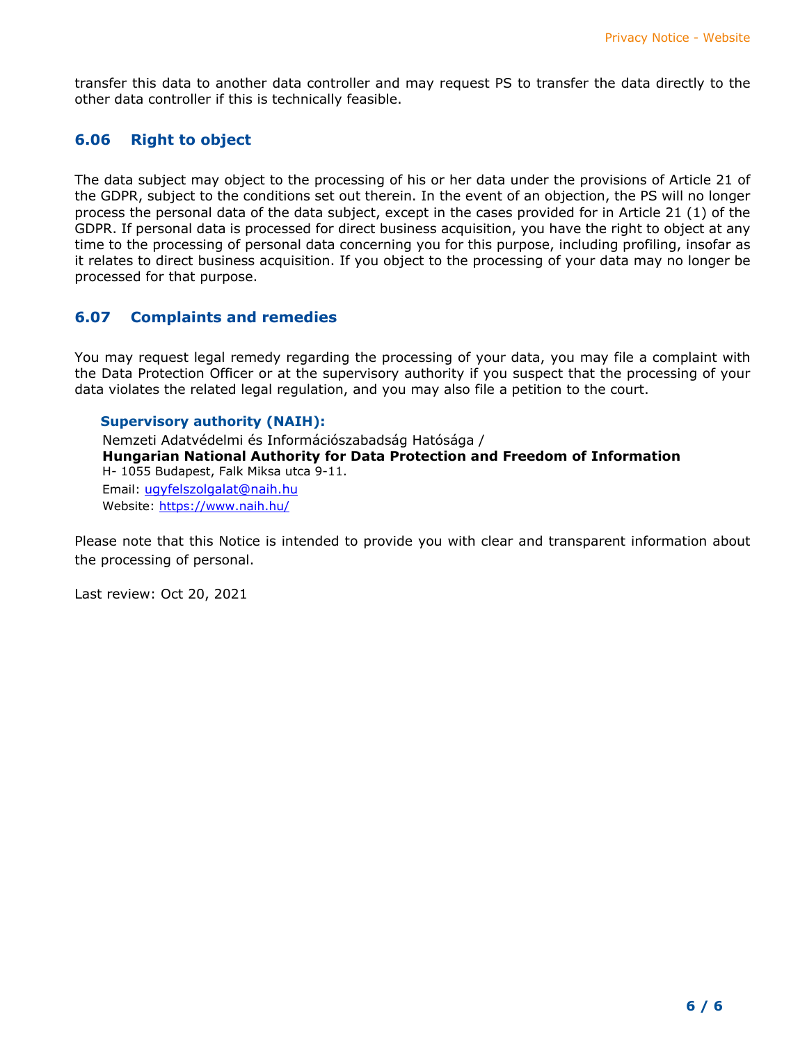transfer this data to another data controller and may request PS to transfer the data directly to the other data controller if this is technically feasible.

### 6.06 Right to object

The data subject may object to the processing of his or her data under the provisions of Article 21 of the GDPR, subject to the conditions set out therein. In the event of an objection, the PS will no longer process the personal data of the data subject, except in the cases provided for in Article 21 (1) of the GDPR. If personal data is processed for direct business acquisition, you have the right to object at any time to the processing of personal data concerning you for this purpose, including profiling, insofar as it relates to direct business acquisition. If you object to the processing of your data may no longer be processed for that purpose.

### 6.07 Complaints and remedies

You may request legal remedy regarding the processing of your data, you may file a complaint with the Data Protection Officer or at the supervisory authority if you suspect that the processing of your data violates the related legal regulation, and you may also file a petition to the court.

**Supervisory authority (NAIH):**

Nemzeti Adatvédelmi és Információszabadság Hatósága /
**Hungarian National Authority for Data Protection and Freedom of Information**
H- 1055 Budapest, Falk Miksa utca 9-11.
Email: ugyfelszolgalat@naih.hu
Website: https://www.naih.hu/

Please note that this Notice is intended to provide you with clear and transparent information about the processing of personal.

Last review: Oct 20, 2021